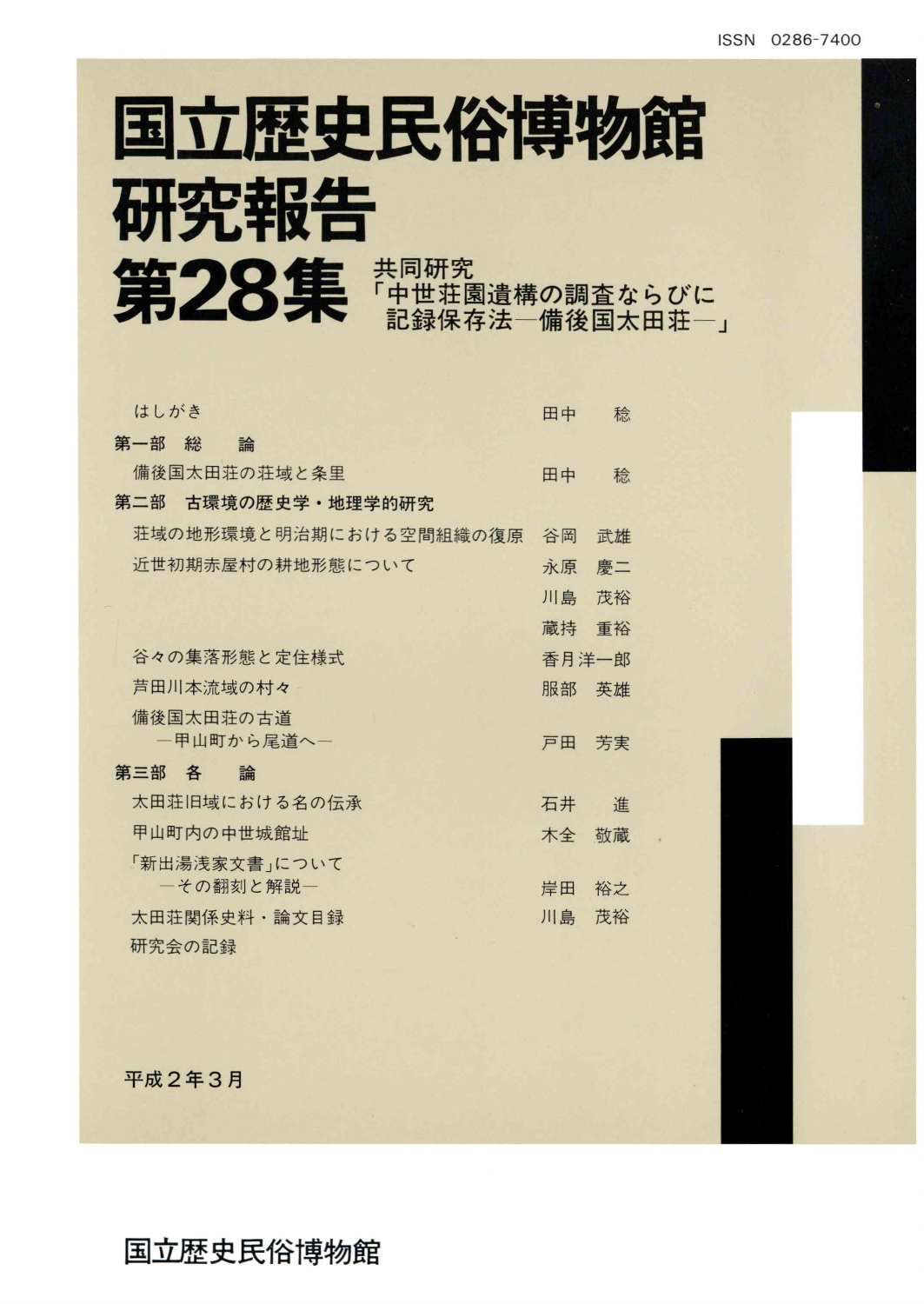ISSN 0286-7400

# 国立歴史民俗博物館研究報告

# 第28集

## 共同研究「中世荘園遺構の調査ならびに記録保存法―備後国太田荘―」

はしがき　田中　稔

**第一部　総　論**

備後国太田荘の荘域と条里　田中　稔

**第二部　古環境の歴史学・地理学的研究**

荘域の地形環境と明治期における空間組織の復原　谷岡　武雄

近世初期赤屋村の耕地形態について　永原　慶二・川島　茂裕・蔵持　重裕

谷々の集落形態と定住様式　香月洋一郎

芦田川本流域の村々　服部　英雄

備後国太田荘の古道―甲山町から尾道へ―　戸田　芳実

**第三部　各　論**

太田荘旧域における名の伝承　石井　進

甲山町内の中世城館址　木全　敬蔵

「新出湯浅家文書」について―その翻刻と解説―　岸田　裕之

太田荘関係史料・論文目録　川島　茂裕

研究会の記録

平成２年３月

国立歴史民俗博物館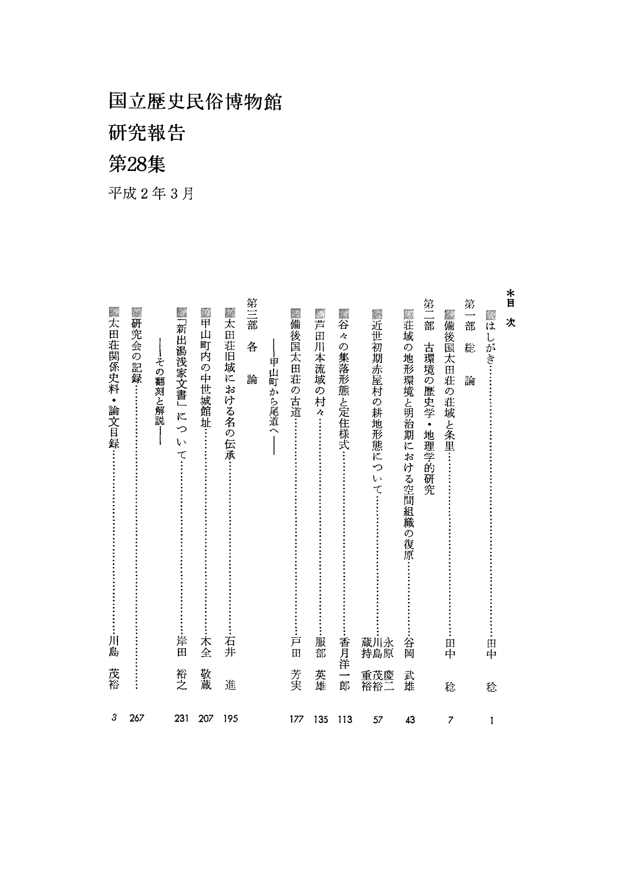# 国立歴史民俗博物館

# 研究報告

# 第28集

平成2年3月

**目　次**

▨はしがき……………………………………田中　稔　1

第一部　総　論

▨備後国太田荘の荘域と条里……………………田中　稔　7

第二部　古環境の歴史学・地理学的研究

▨荘域の地形環境と明治期における空間組織の復原……谷岡武雄　43

▨近世初期赤屋村の耕地形態について……………永原慶二・川島茂裕・蔵持重裕　57

▨谷々の集落形態と定住様式……………………香月洋一郎　113

▨芦田川本流域の村々……………………………服部英雄　135

▨備後国太田荘の古道……………………………戸田芳実　177

──甲山町から尾道へ──

第三部　各　論

▨太田荘旧域における名の伝承…………………石井　進　195

▨甲山町内の中世城館址…………………………木全敬蔵　207

▨「新出湯浅家文書」について……………………岸田裕之　231

──その翻刻と解説──

▨研究会の記録……………………………………　267

▨太田荘関係史料・論文目録……………………川島茂裕　*3*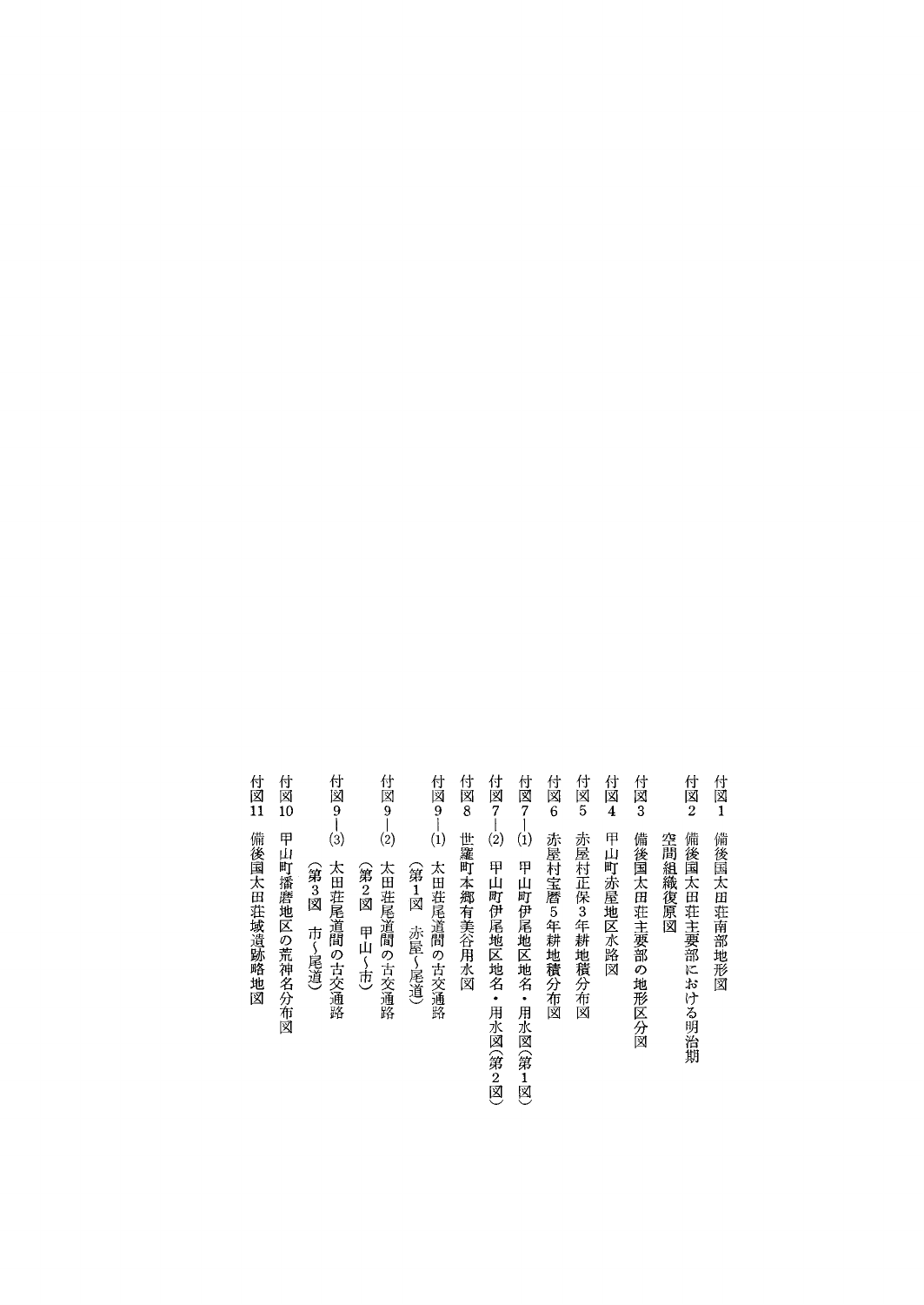付図1　備後国太田荘南部地形図

付図2　備後国太田荘主要部における明治期空間組織復原図

付図3　備後国太田荘主要部の地形区分図

付図4　甲山町赤屋地区水路図

付図5　赤屋村正保3年耕地積分布図

付図6　赤屋村宝暦5年耕地積分布図

付図7—(1)　甲山町伊尾地区地名・用水図(第1図)

付図7—(2)　甲山町伊尾地区地名・用水図(第2図)

付図8　世羅町本郷有美谷用水図

付図9—(1)　太田荘尾道間の古交通路(第1図　赤屋~尾道)

付図9—(2)　太田荘尾道間の古交通路(第2図　甲山~市)

付図9—(3)　太田荘尾道間の古交通路(第3図　市~尾道)

付図10　甲山町播磨地区の荒神名分布図

付図11　備後国太田荘域遺跡略地図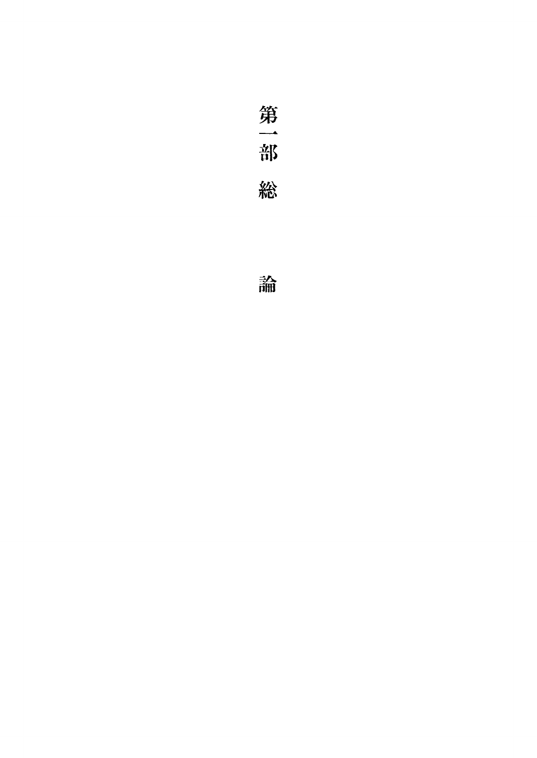# 第一部　総論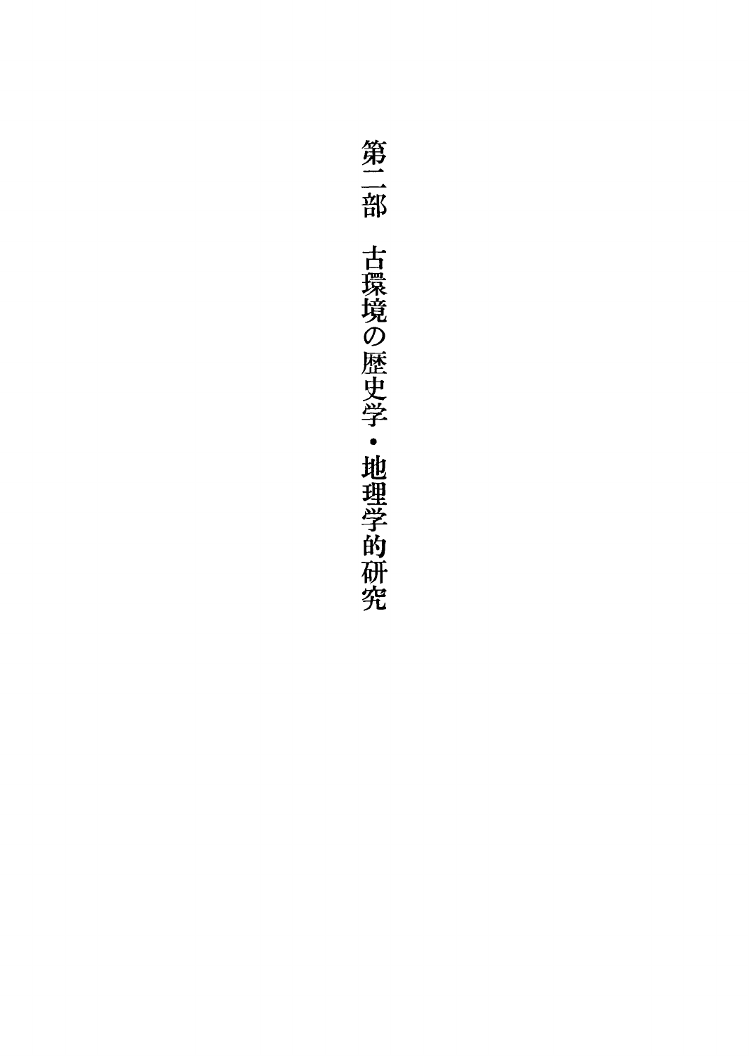# 第二部　古環境の歴史学・地理学的研究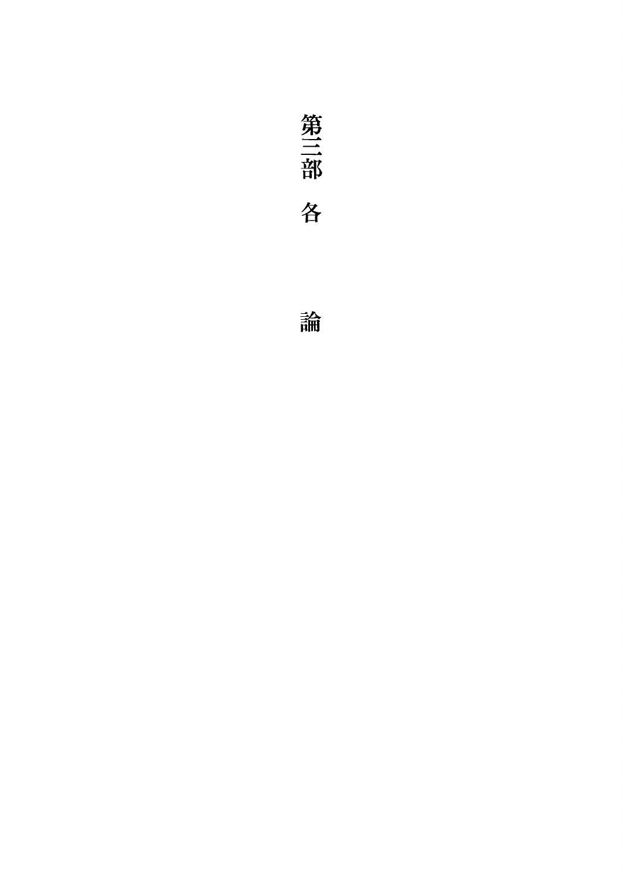# 第三部　各論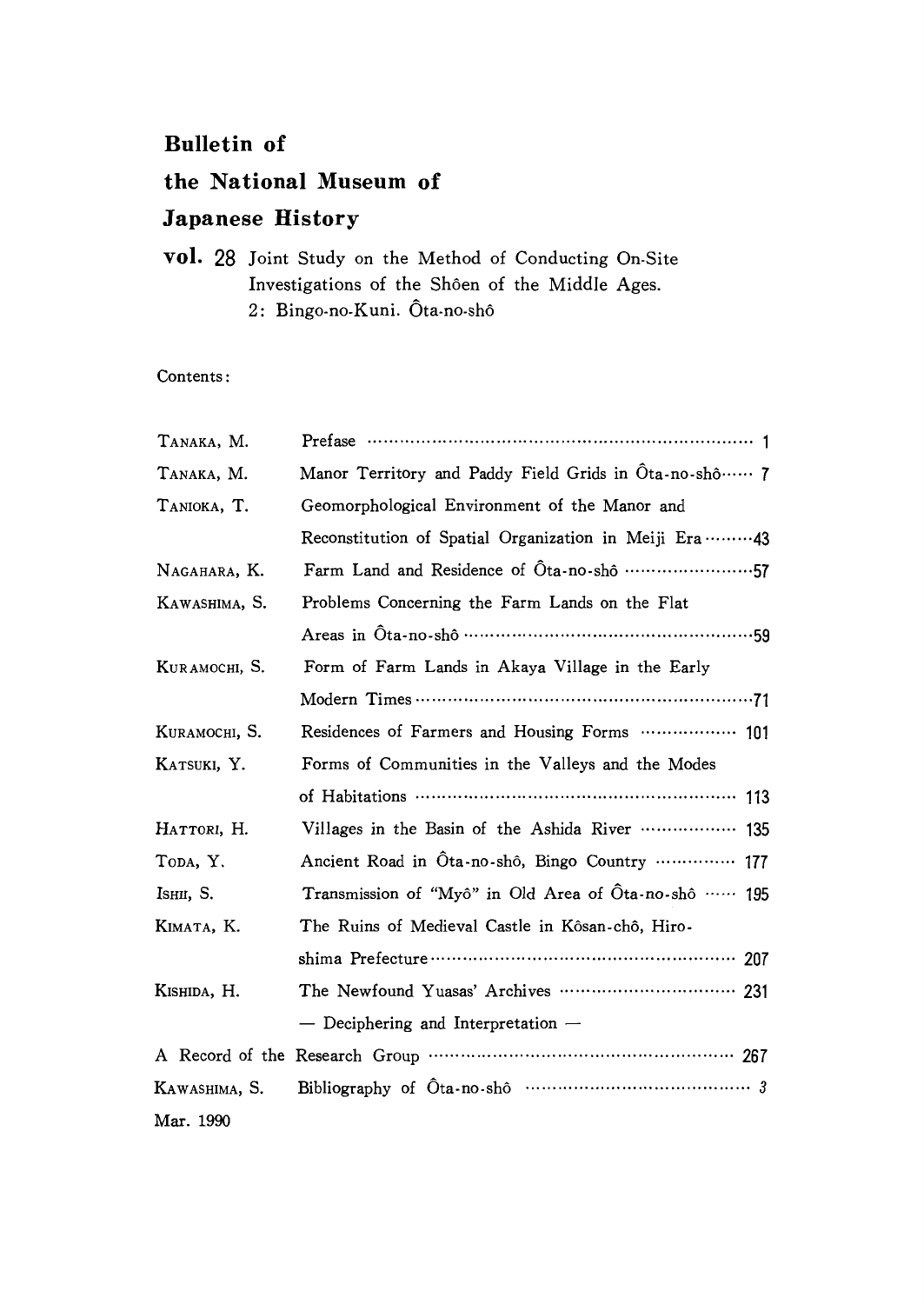# Bulletin of the National Museum of Japanese History

**vol. 28** Joint Study on the Method of Conducting On-Site Investigations of the Shôen of the Middle Ages.
2: Bingo-no-Kuni. Ôta-no-shô

Contents:

| Author | Title | Page |
|---|---|---|
| TANAKA, M. | Prefase | 1 |
| TANAKA, M. | Manor Territory and Paddy Field Grids in Ôta-no-shô | 7 |
| TANIOKA, T. | Geomorphological Environment of the Manor and Reconstitution of Spatial Organization in Meiji Era | 43 |
| NAGAHARA, K. | Farm Land and Residence of Ôta-no-shô | 57 |
| KAWASHIMA, S. | Problems Concerning the Farm Lands on the Flat Areas in Ôta-no-shô | 59 |
| KURAMOCHI, S. | Form of Farm Lands in Akaya Village in the Early Modern Times | 71 |
| KURAMOCHI, S. | Residences of Farmers and Housing Forms | 101 |
| KATSUKI, Y. | Forms of Communities in the Valleys and the Modes of Habitations | 113 |
| HATTORI, H. | Villages in the Basin of the Ashida River | 135 |
| TODA, Y. | Ancient Road in Ôta-no-shô, Bingo Country | 177 |
| ISHII, S. | Transmission of "Myô" in Old Area of Ôta-no-shô | 195 |
| KIMATA, K. | The Ruins of Medieval Castle in Kôsan-chô, Hiroshima Prefecture | 207 |
| KISHIDA, H. | The Newfound Yuasas' Archives — Deciphering and Interpretation — | 231 |
| | A Record of the Research Group | 267 |
| KAWASHIMA, S. | Bibliography of Ôta-no-shô | *3* |

Mar. 1990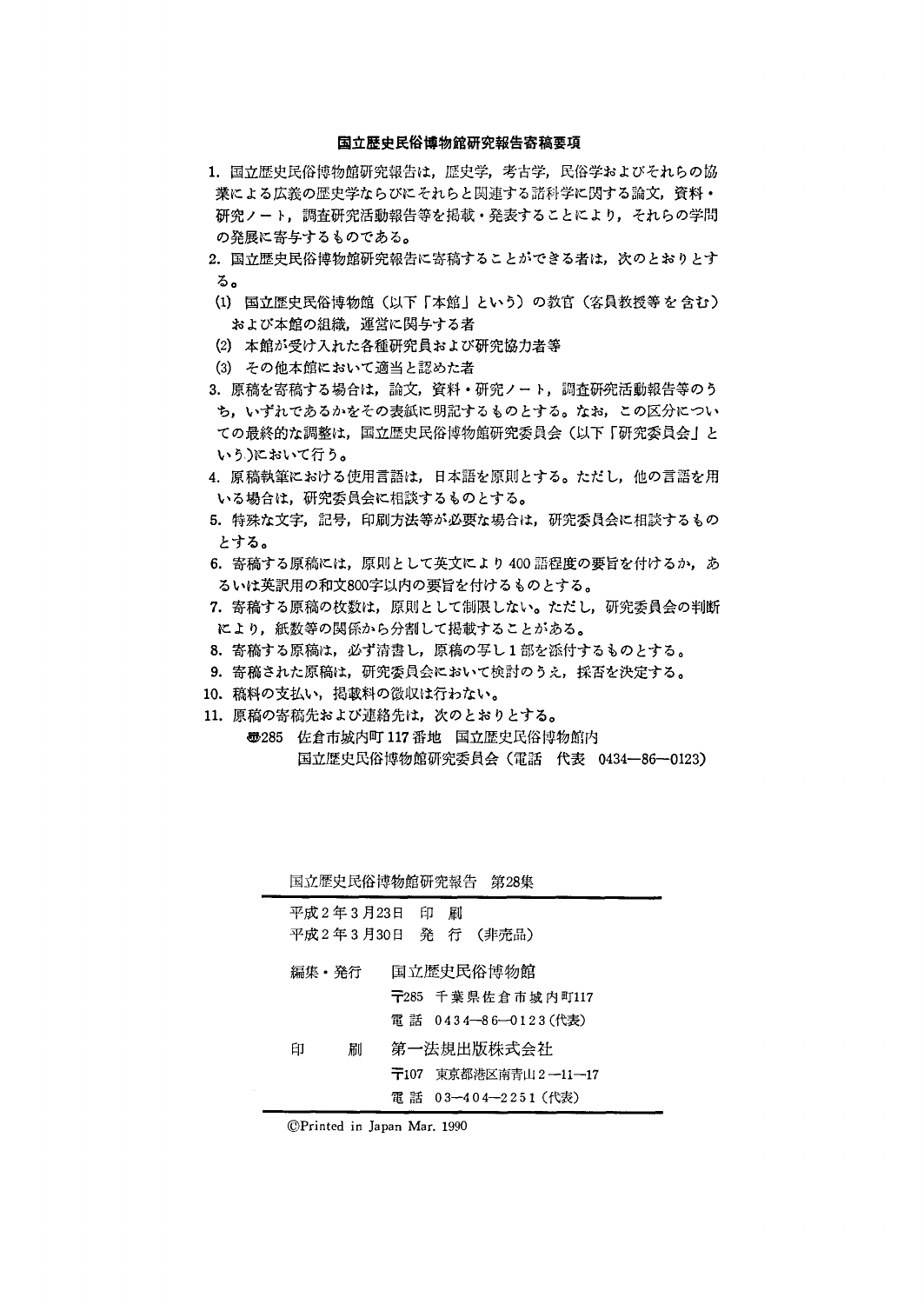## 国立歴史民俗博物館研究報告寄稿要項

1. 国立歴史民俗博物館研究報告は，歴史学，考古学，民俗学およびそれらの協業による広義の歴史学ならびにそれらと関連する諸科学に関する論文，資料・研究ノート，調査研究活動報告等を掲載・発表することにより，それらの学問の発展に寄与するものである。
2. 国立歴史民俗博物館研究報告に寄稿することができる者は，次のとおりとする。
   (1) 国立歴史民俗博物館（以下「本館」という）の教官（客員教授等を含む）および本館の組織，運営に関与する者
   (2) 本館が受け入れた各種研究員および研究協力者等
   (3) その他本館において適当と認めた者
3. 原稿を寄稿する場合は，論文，資料・研究ノート，調査研究活動報告等のうち，いずれであるかをその表紙に明記するものとする。なお，この区分についての最終的な調整は，国立歴史民俗博物館研究委員会（以下「研究委員会」という）において行う。
4. 原稿執筆における使用言語は，日本語を原則とする。ただし，他の言語を用いる場合は，研究委員会に相談するものとする。
5. 特殊な文字，記号，印刷方法等が必要な場合は，研究委員会に相談するものとする。
6. 寄稿する原稿には，原則として英文により400語程度の要旨を付けるか，あるいは英訳用の和文800字以内の要旨を付けるものとする。
7. 寄稿する原稿の枚数は，原則として制限しない。ただし，研究委員会の判断により，紙数等の関係から分割して掲載することがある。
8. 寄稿する原稿は，必ず清書し，原稿の写し1部を添付するものとする。
9. 寄稿された原稿は，研究委員会において検討のうえ，採否を決定する。
10. 稿料の支払い，掲載料の徴収は行わない。
11. 原稿の寄稿先および連絡先は，次のとおりとする。

    〠285 佐倉市城内町117番地 国立歴史民俗博物館内
    国立歴史民俗博物館研究委員会（電話 代表 0434—86—0123）

---

国立歴史民俗博物館研究報告 第28集

平成2年3月23日 印 刷
平成2年3月30日 発 行 （非売品）

編集・発行 国立歴史民俗博物館
〒285 千葉県佐倉市城内町117
電 話 0434—86—0123（代表）

印　　刷 第一法規出版株式会社
〒107 東京都港区南青山2—11—17
電 話 03—404—2251（代表）

©Printed in Japan Mar. 1990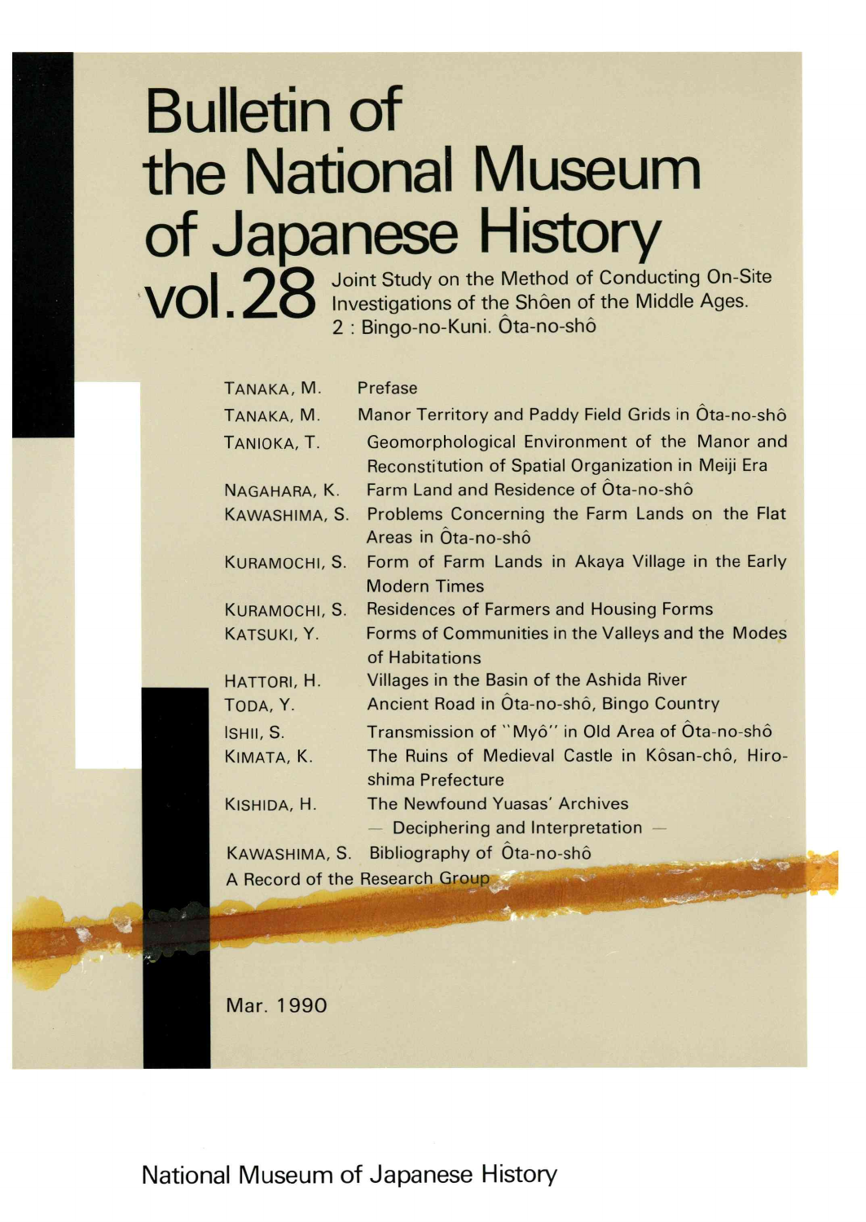# Bulletin of the National Museum of Japanese History

# vol. 28

Joint Study on the Method of Conducting On-Site Investigations of the Shôen of the Middle Ages.
2 : Bingo-no-Kuni. Ôta-no-shô

| | |
|---|---|
| TANAKA, M. | Prefase |
| TANAKA, M. | Manor Territory and Paddy Field Grids in Ôta-no-shô |
| TANIOKA, T. | Geomorphological Environment of the Manor and Reconstitution of Spatial Organization in Meiji Era |
| NAGAHARA, K. | Farm Land and Residence of Ôta-no-shô |
| KAWASHIMA, S. | Problems Concerning the Farm Lands on the Flat Areas in Ôta-no-shô |
| KURAMOCHI, S. | Form of Farm Lands in Akaya Village in the Early Modern Times |
| KURAMOCHI, S. | Residences of Farmers and Housing Forms |
| KATSUKI, Y. | Forms of Communities in the Valleys and the Modes of Habitations |
| HATTORI, H. | Villages in the Basin of the Ashida River |
| TODA, Y. | Ancient Road in Ôta-no-shô, Bingo Country |
| ISHII, S. | Transmission of "Myô" in Old Area of Ôta-no-shô |
| KIMATA, K. | The Ruins of Medieval Castle in Kôsan-chô, Hiroshima Prefecture |
| KISHIDA, H. | The Newfound Yuasas' Archives — Deciphering and Interpretation — |
| KAWASHIMA, S. | Bibliography of Ôta-no-shô |

A Record of the Research Group

Mar. 1990

National Museum of Japanese History